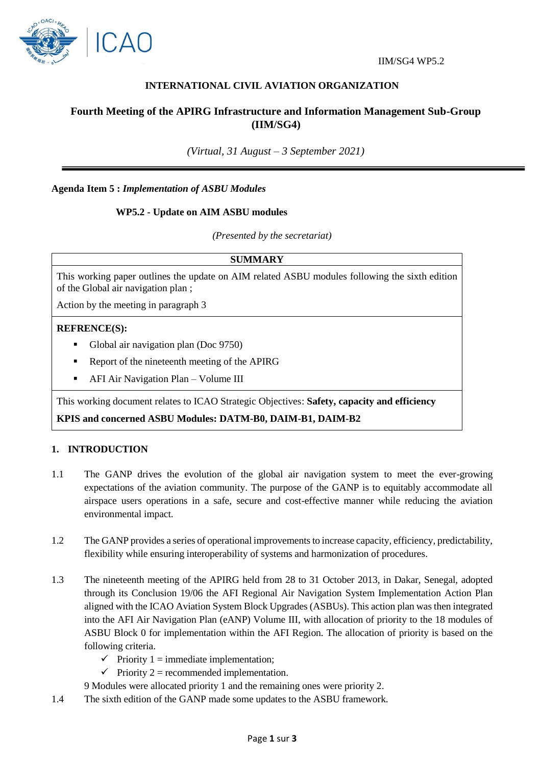IIM/SG4 WP5.2

**INTERNATIONAL CIVIL AVIATION ORGANIZATION**

## Fourth Meeting of the APIRG Infrastructure and Information Management Sub-Group (IIM/SG4)

*(Virtual, 31 August – 3 September 2021)*

---

**Agenda Item 5 :** ***Implementation of ASBU Modules***

**WP5.2 - Update on AIM ASBU modules**

*(Presented by the secretariat)*

| SUMMARY |
|---|
| This working paper outlines the update on AIM related ASBU modules following the sixth edition of the Global air navigation plan ;<br><br>Action by the meeting in paragraph 3 |
| **REFRENCE(S):**<br>▪ Global air navigation plan (Doc 9750)<br>▪ Report of the nineteenth meeting of the APIRG<br>▪ AFI Air Navigation Plan – Volume III |
| This working document relates to ICAO Strategic Objectives: **Safety, capacity and efficiency**<br>**KPIS and concerned ASBU Modules: DATM-B0, DAIM-B1, DAIM-B2** |

## 1. INTRODUCTION

1.1 The GANP drives the evolution of the global air navigation system to meet the ever-growing expectations of the aviation community. The purpose of the GANP is to equitably accommodate all airspace users operations in a safe, secure and cost-effective manner while reducing the aviation environmental impact.

1.2 The GANP provides a series of operational improvements to increase capacity, efficiency, predictability, flexibility while ensuring interoperability of systems and harmonization of procedures.

1.3 The nineteenth meeting of the APIRG held from 28 to 31 October 2013, in Dakar, Senegal, adopted through its Conclusion 19/06 the AFI Regional Air Navigation System Implementation Action Plan aligned with the ICAO Aviation System Block Upgrades (ASBUs). This action plan was then integrated into the AFI Air Navigation Plan (eANP) Volume III, with allocation of priority to the 18 modules of ASBU Block 0 for implementation within the AFI Region. The allocation of priority is based on the following criteria.

- ✓ Priority 1 = immediate implementation;
- ✓ Priority 2 = recommended implementation.

9 Modules were allocated priority 1 and the remaining ones were priority 2.

1.4 The sixth edition of the GANP made some updates to the ASBU framework.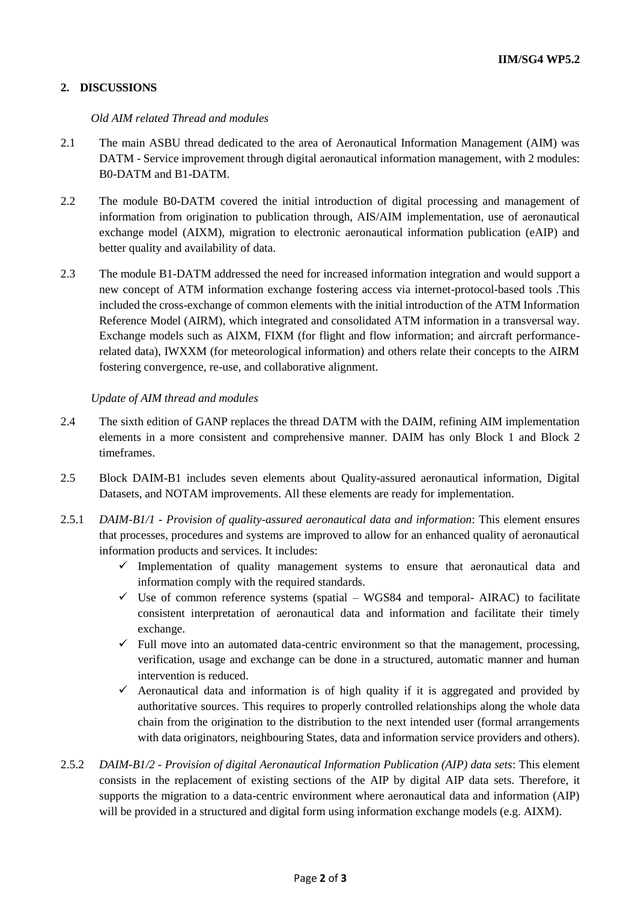## 2. DISCUSSIONS

*Old AIM related Thread and modules*

2.1 The main ASBU thread dedicated to the area of Aeronautical Information Management (AIM) was DATM - Service improvement through digital aeronautical information management, with 2 modules: B0-DATM and B1-DATM.

2.2 The module B0-DATM covered the initial introduction of digital processing and management of information from origination to publication through, AIS/AIM implementation, use of aeronautical exchange model (AIXM), migration to electronic aeronautical information publication (eAIP) and better quality and availability of data.

2.3 The module B1-DATM addressed the need for increased information integration and would support a new concept of ATM information exchange fostering access via internet-protocol-based tools .This included the cross-exchange of common elements with the initial introduction of the ATM Information Reference Model (AIRM), which integrated and consolidated ATM information in a transversal way. Exchange models such as AIXM, FIXM (for flight and flow information; and aircraft performance-related data), IWXXM (for meteorological information) and others relate their concepts to the AIRM fostering convergence, re-use, and collaborative alignment.

*Update of AIM thread and modules*

2.4 The sixth edition of GANP replaces the thread DATM with the DAIM, refining AIM implementation elements in a more consistent and comprehensive manner. DAIM has only Block 1 and Block 2 timeframes.

2.5 Block DAIM-B1 includes seven elements about Quality-assured aeronautical information, Digital Datasets, and NOTAM improvements. All these elements are ready for implementation.

2.5.1 *DAIM-B1/1 - Provision of quality-assured aeronautical data and information*: This element ensures that processes, procedures and systems are improved to allow for an enhanced quality of aeronautical information products and services. It includes:

- ✓ Implementation of quality management systems to ensure that aeronautical data and information comply with the required standards.
- ✓ Use of common reference systems (spatial – WGS84 and temporal- AIRAC) to facilitate consistent interpretation of aeronautical data and information and facilitate their timely exchange.
- ✓ Full move into an automated data-centric environment so that the management, processing, verification, usage and exchange can be done in a structured, automatic manner and human intervention is reduced.
- ✓ Aeronautical data and information is of high quality if it is aggregated and provided by authoritative sources. This requires to properly controlled relationships along the whole data chain from the origination to the distribution to the next intended user (formal arrangements with data originators, neighbouring States, data and information service providers and others).

2.5.2 *DAIM-B1/2 - Provision of digital Aeronautical Information Publication (AIP) data sets*: This element consists in the replacement of existing sections of the AIP by digital AIP data sets. Therefore, it supports the migration to a data-centric environment where aeronautical data and information (AIP) will be provided in a structured and digital form using information exchange models (e.g. AIXM).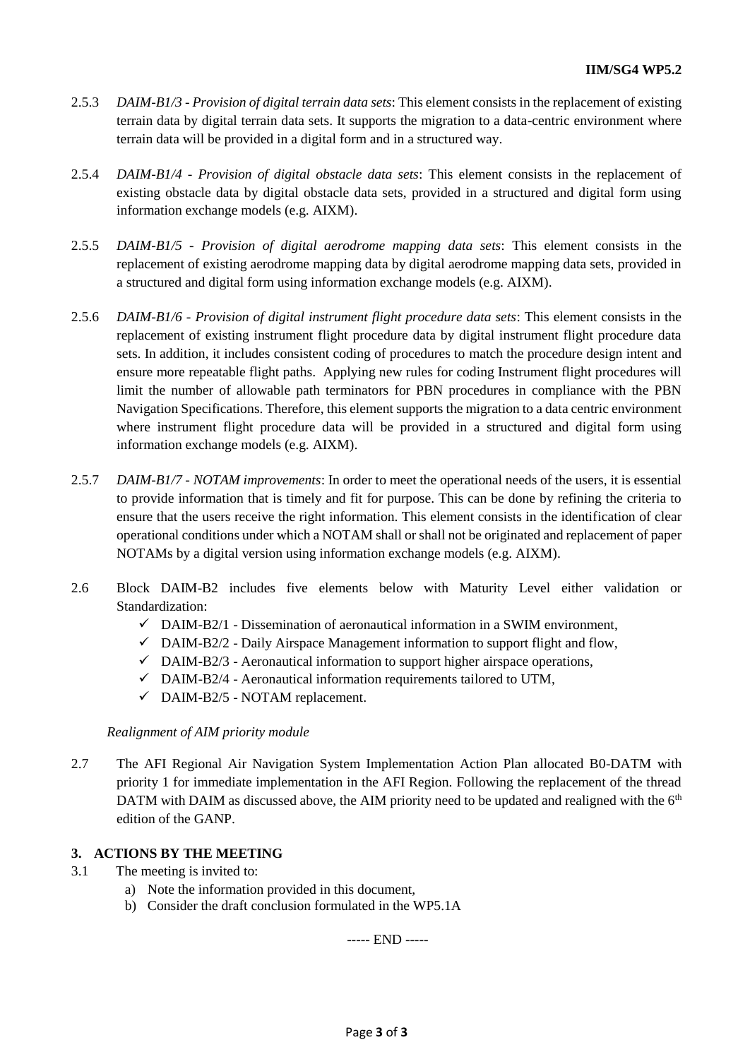2.5.3 *DAIM-B1/3 - Provision of digital terrain data sets*: This element consists in the replacement of existing terrain data by digital terrain data sets. It supports the migration to a data-centric environment where terrain data will be provided in a digital form and in a structured way.

2.5.4 *DAIM-B1/4 - Provision of digital obstacle data sets*: This element consists in the replacement of existing obstacle data by digital obstacle data sets, provided in a structured and digital form using information exchange models (e.g. AIXM).

2.5.5 *DAIM-B1/5 - Provision of digital aerodrome mapping data sets*: This element consists in the replacement of existing aerodrome mapping data by digital aerodrome mapping data sets, provided in a structured and digital form using information exchange models (e.g. AIXM).

2.5.6 *DAIM-B1/6 - Provision of digital instrument flight procedure data sets*: This element consists in the replacement of existing instrument flight procedure data by digital instrument flight procedure data sets. In addition, it includes consistent coding of procedures to match the procedure design intent and ensure more repeatable flight paths. Applying new rules for coding Instrument flight procedures will limit the number of allowable path terminators for PBN procedures in compliance with the PBN Navigation Specifications. Therefore, this element supports the migration to a data centric environment where instrument flight procedure data will be provided in a structured and digital form using information exchange models (e.g. AIXM).

2.5.7 *DAIM-B1/7 - NOTAM improvements*: In order to meet the operational needs of the users, it is essential to provide information that is timely and fit for purpose. This can be done by refining the criteria to ensure that the users receive the right information. This element consists in the identification of clear operational conditions under which a NOTAM shall or shall not be originated and replacement of paper NOTAMs by a digital version using information exchange models (e.g. AIXM).

2.6 Block DAIM-B2 includes five elements below with Maturity Level either validation or Standardization:

- ✓ DAIM-B2/1 - Dissemination of aeronautical information in a SWIM environment,
- ✓ DAIM-B2/2 - Daily Airspace Management information to support flight and flow,
- ✓ DAIM-B2/3 - Aeronautical information to support higher airspace operations,
- ✓ DAIM-B2/4 - Aeronautical information requirements tailored to UTM,
- ✓ DAIM-B2/5 - NOTAM replacement.

*Realignment of AIM priority module*

2.7 The AFI Regional Air Navigation System Implementation Action Plan allocated B0-DATM with priority 1 for immediate implementation in the AFI Region. Following the replacement of the thread DATM with DAIM as discussed above, the AIM priority need to be updated and realigned with the 6th edition of the GANP.

## 3. ACTIONS BY THE MEETING

3.1 The meeting is invited to:

a) Note the information provided in this document,

b) Consider the draft conclusion formulated in the WP5.1A

----- END -----